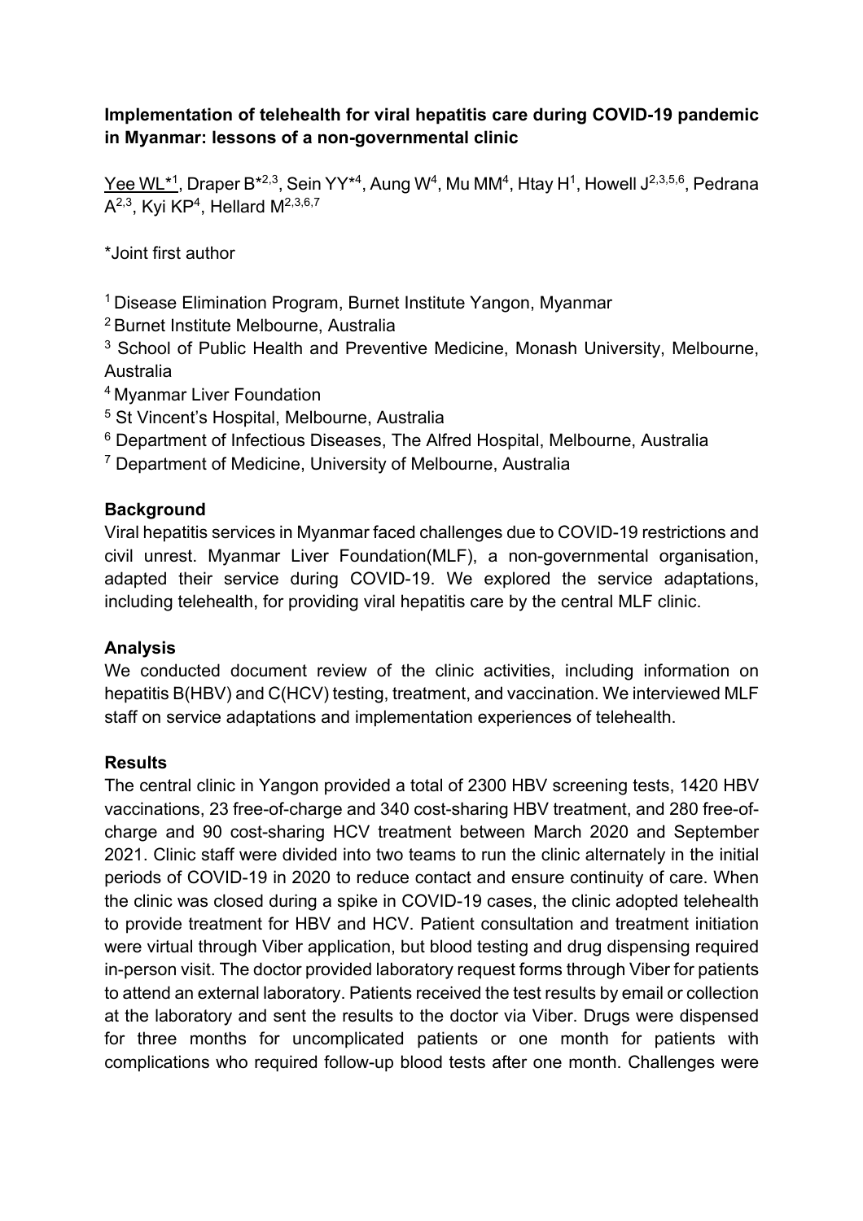**Implementation of telehealth for viral hepatitis care during COVID-19 pandemic in Myanmar: lessons of a non-governmental clinic**

<u>Yee WL*[1]</u>, Draper B*[2,3], Sein YY*[4], Aung W[4], Mu MM[4], Htay H[1], Howell J[2,3,5,6], Pedrana A[2,3], Kyi KP[4], Hellard M[2,3,6,7]

*Joint first author

[1] Disease Elimination Program, Burnet Institute Yangon, Myanmar
[2] Burnet Institute Melbourne, Australia
[3] School of Public Health and Preventive Medicine, Monash University, Melbourne, Australia
[4] Myanmar Liver Foundation
[5] St Vincent's Hospital, Melbourne, Australia
[6] Department of Infectious Diseases, The Alfred Hospital, Melbourne, Australia
[7] Department of Medicine, University of Melbourne, Australia

**Background**

Viral hepatitis services in Myanmar faced challenges due to COVID-19 restrictions and civil unrest. Myanmar Liver Foundation(MLF), a non-governmental organisation, adapted their service during COVID-19. We explored the service adaptations, including telehealth, for providing viral hepatitis care by the central MLF clinic.

**Analysis**

We conducted document review of the clinic activities, including information on hepatitis B(HBV) and C(HCV) testing, treatment, and vaccination. We interviewed MLF staff on service adaptations and implementation experiences of telehealth.

**Results**

The central clinic in Yangon provided a total of 2300 HBV screening tests, 1420 HBV vaccinations, 23 free-of-charge and 340 cost-sharing HBV treatment, and 280 free-of-charge and 90 cost-sharing HCV treatment between March 2020 and September 2021. Clinic staff were divided into two teams to run the clinic alternately in the initial periods of COVID-19 in 2020 to reduce contact and ensure continuity of care. When the clinic was closed during a spike in COVID-19 cases, the clinic adopted telehealth to provide treatment for HBV and HCV. Patient consultation and treatment initiation were virtual through Viber application, but blood testing and drug dispensing required in-person visit. The doctor provided laboratory request forms through Viber for patients to attend an external laboratory. Patients received the test results by email or collection at the laboratory and sent the results to the doctor via Viber. Drugs were dispensed for three months for uncomplicated patients or one month for patients with complications who required follow-up blood tests after one month. Challenges were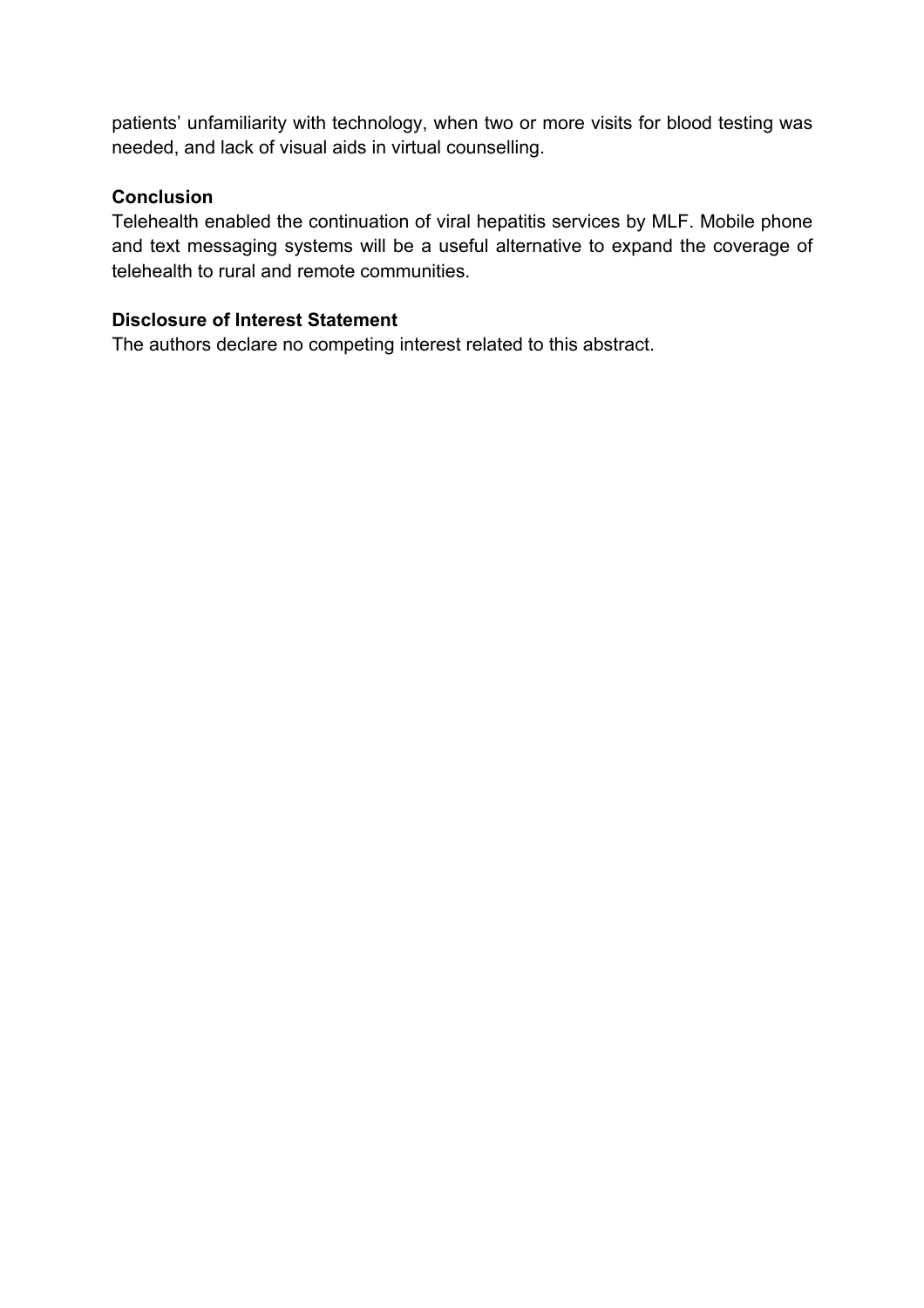patients' unfamiliarity with technology, when two or more visits for blood testing was needed, and lack of visual aids in virtual counselling.

**Conclusion**

Telehealth enabled the continuation of viral hepatitis services by MLF. Mobile phone and text messaging systems will be a useful alternative to expand the coverage of telehealth to rural and remote communities.

**Disclosure of Interest Statement**

The authors declare no competing interest related to this abstract.